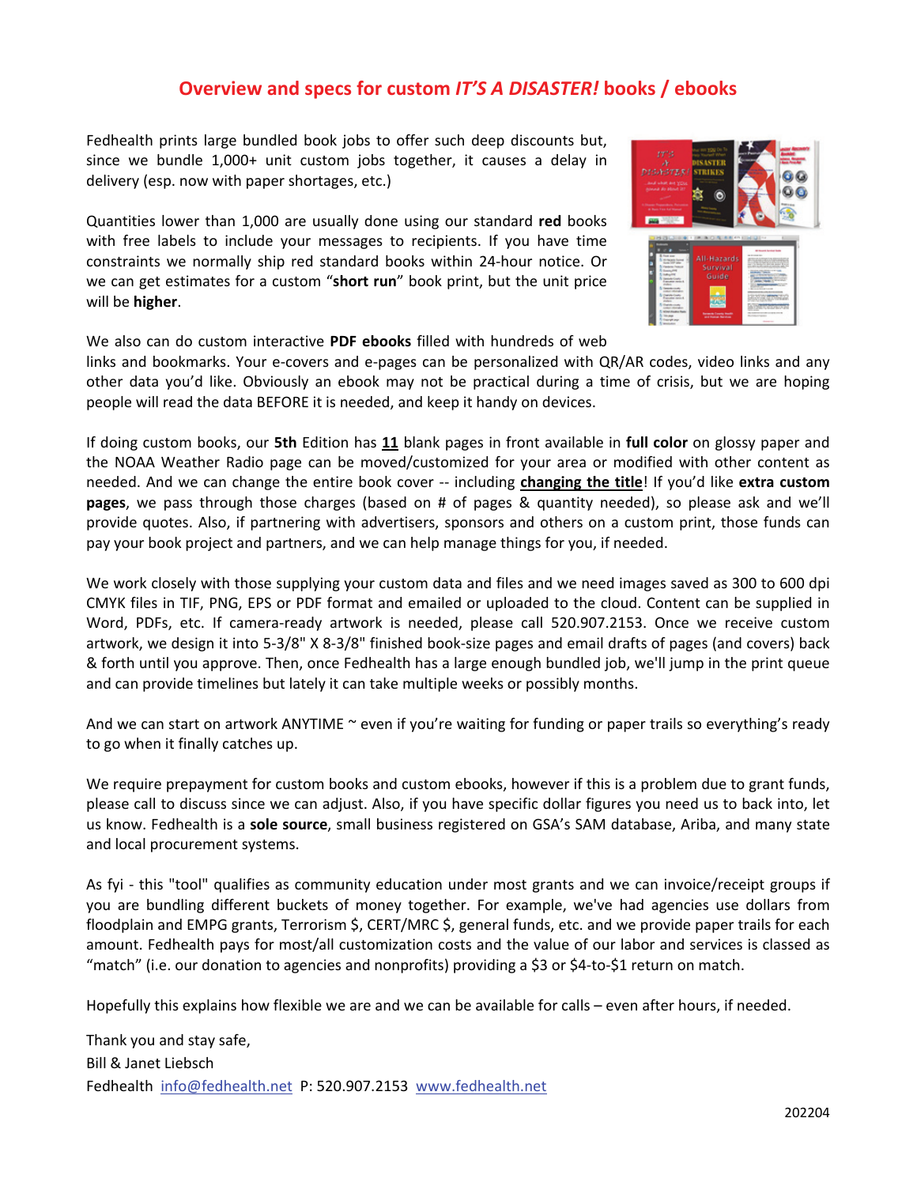# Overview and specs for custom *IT'S A DISASTER!* books / ebooks

Fedhealth prints large bundled book jobs to offer such deep discounts but, since we bundle 1,000+ unit custom jobs together, it causes a delay in delivery (esp. now with paper shortages, etc.)

Quantities lower than 1,000 are usually done using our standard **red** books with free labels to include your messages to recipients. If you have time constraints we normally ship red standard books within 24-hour notice. Or we can get estimates for a custom "**short run**" book print, but the unit price will be **higher**.

We also can do custom interactive **PDF ebooks** filled with hundreds of web links and bookmarks. Your e-covers and e-pages can be personalized with QR/AR codes, video links and any other data you'd like. Obviously an ebook may not be practical during a time of crisis, but we are hoping people will read the data BEFORE it is needed, and keep it handy on devices.

If doing custom books, our **5th** Edition has **11** blank pages in front available in **full color** on glossy paper and the NOAA Weather Radio page can be moved/customized for your area or modified with other content as needed. And we can change the entire book cover -- including **changing the title**! If you'd like **extra custom pages**, we pass through those charges (based on # of pages & quantity needed), so please ask and we'll provide quotes. Also, if partnering with advertisers, sponsors and others on a custom print, those funds can pay your book project and partners, and we can help manage things for you, if needed.

We work closely with those supplying your custom data and files and we need images saved as 300 to 600 dpi CMYK files in TIF, PNG, EPS or PDF format and emailed or uploaded to the cloud. Content can be supplied in Word, PDFs, etc. If camera-ready artwork is needed, please call 520.907.2153. Once we receive custom artwork, we design it into 5-3/8" X 8-3/8" finished book-size pages and email drafts of pages (and covers) back & forth until you approve. Then, once Fedhealth has a large enough bundled job, we'll jump in the print queue and can provide timelines but lately it can take multiple weeks or possibly months.

And we can start on artwork ANYTIME ~ even if you're waiting for funding or paper trails so everything's ready to go when it finally catches up.

We require prepayment for custom books and custom ebooks, however if this is a problem due to grant funds, please call to discuss since we can adjust. Also, if you have specific dollar figures you need us to back into, let us know. Fedhealth is a **sole source**, small business registered on GSA's SAM database, Ariba, and many state and local procurement systems.

As fyi - this "tool" qualifies as community education under most grants and we can invoice/receipt groups if you are bundling different buckets of money together. For example, we've had agencies use dollars from floodplain and EMPG grants, Terrorism $, CERT/MRC $, general funds, etc. and we provide paper trails for each amount. Fedhealth pays for most/all customization costs and the value of our labor and services is classed as "match" (i.e. our donation to agencies and nonprofits) providing a $3 or $4-to-$1 return on match.

Hopefully this explains how flexible we are and we can be available for calls – even after hours, if needed.

Thank you and stay safe,
Bill & Janet Liebsch
Fedhealth info@fedhealth.net P: 520.907.2153 www.fedhealth.net

202204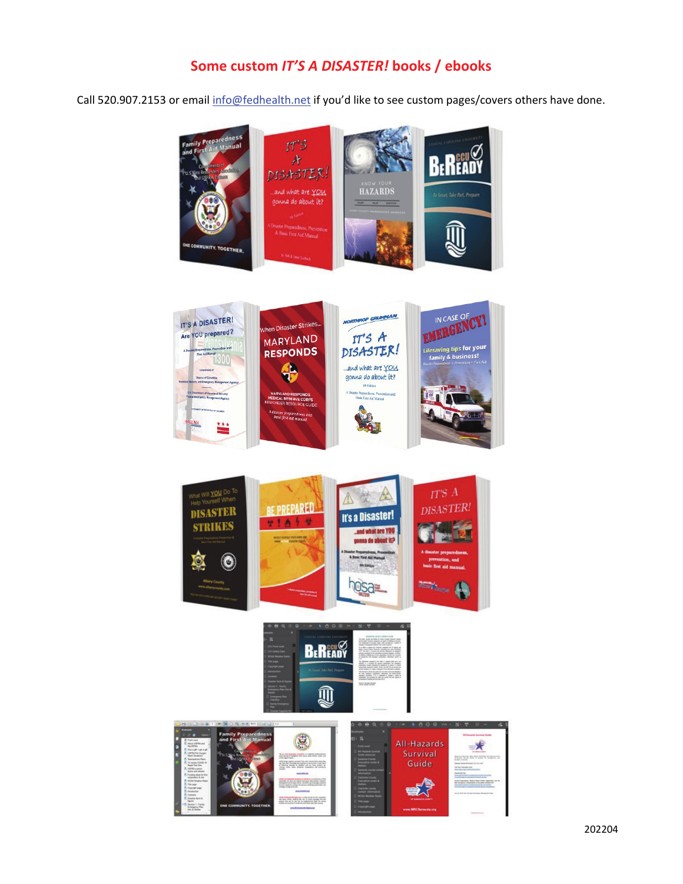# Some custom *IT'S A DISASTER!* books / ebooks

Call 520.907.2153 or email info@fedhealth.net if you'd like to see custom pages/covers others have done.

202204